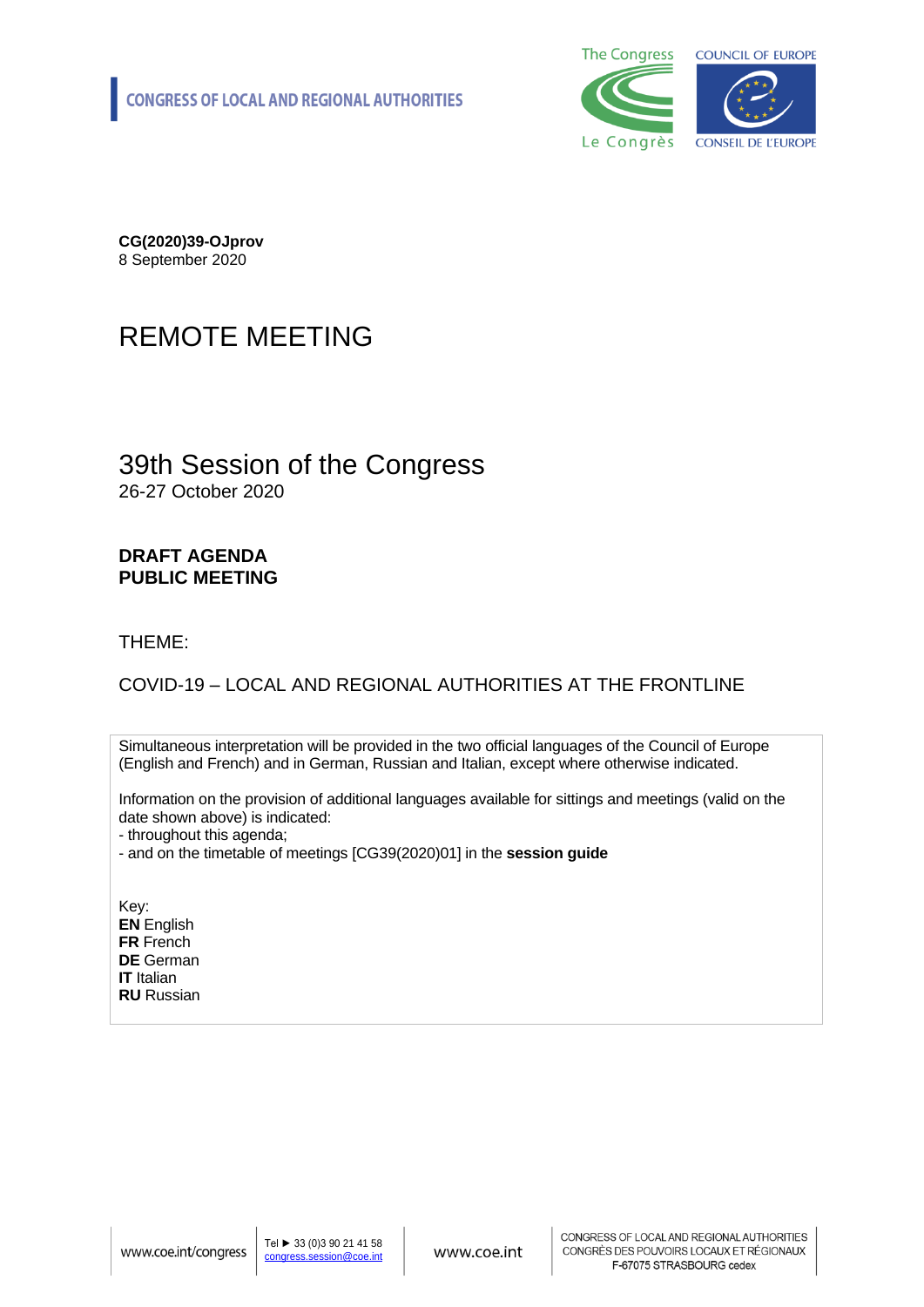CONGRESS OF LOCAL AND REGIONAL AUTHORITIES

**CG(2020)39-OJprov**
8 September 2020

# REMOTE MEETING

## 39th Session of the Congress

26-27 October 2020

**DRAFT AGENDA**
**PUBLIC MEETING**

THEME:

COVID-19 – LOCAL AND REGIONAL AUTHORITIES AT THE FRONTLINE

Simultaneous interpretation will be provided in the two official languages of the Council of Europe (English and French) and in German, Russian and Italian, except where otherwise indicated.

Information on the provision of additional languages available for sittings and meetings (valid on the date shown above) is indicated:
- throughout this agenda;
- and on the timetable of meetings [CG39(2020)01] in the **session guide**

Key:
**EN** English
**FR** French
**DE** German
**IT** Italian
**RU** Russian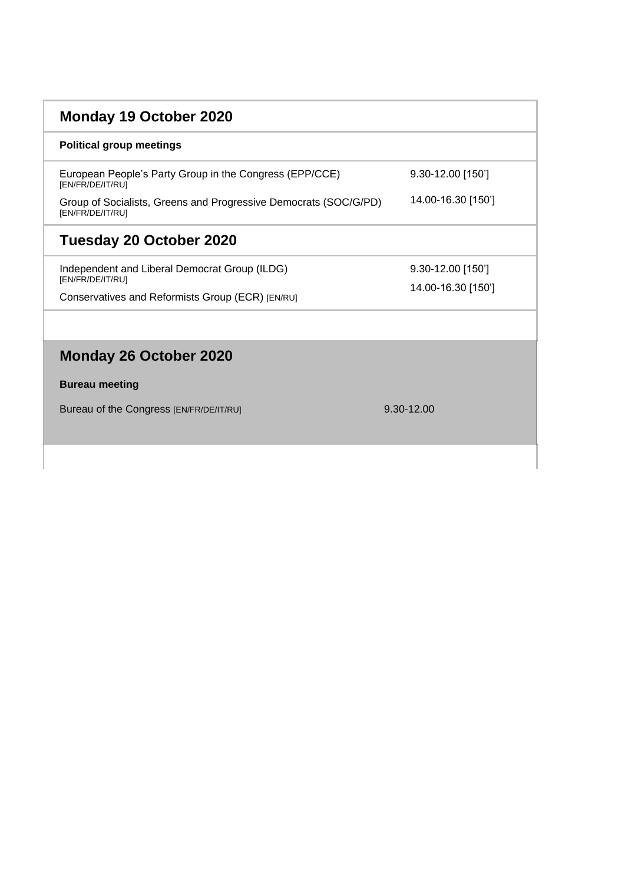## Monday 19 October 2020

**Political group meetings**

| | |
|---|---|
| European People's Party Group in the Congress (EPP/CCE) [EN/FR/DE/IT/RU] | 9.30-12.00 [150'] |
| Group of Socialists, Greens and Progressive Democrats (SOC/G/PD) [EN/FR/DE/IT/RU] | 14.00-16.30 [150'] |

## Tuesday 20 October 2020

| | |
|---|---|
| Independent and Liberal Democrat Group (ILDG) [EN/FR/DE/IT/RU] | 9.30-12.00 [150'] |
| Conservatives and Reformists Group (ECR) [EN/RU] | 14.00-16.30 [150'] |

## Monday 26 October 2020

**Bureau meeting**

| | |
|---|---|
| Bureau of the Congress [EN/FR/DE/IT/RU] | 9.30-12.00 |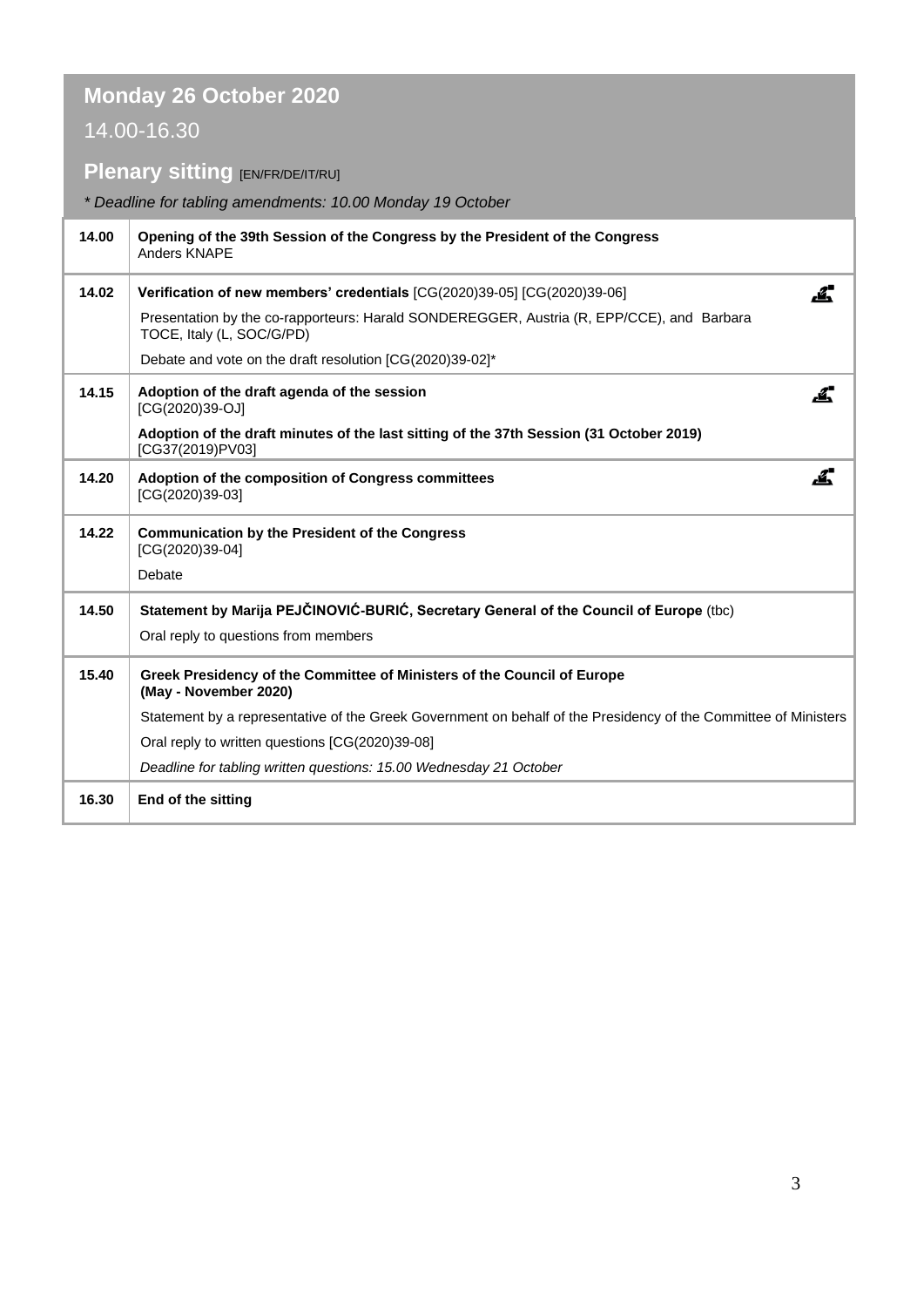## Monday 26 October 2020

14.00-16.30

### Plenary sitting [EN/FR/DE/IT/RU]

*\* Deadline for tabling amendments: 10.00 Monday 19 October*

| | |
|---|---|
| 14.00 | **Opening of the 39th Session of the Congress by the President of the Congress**<br>Anders KNAPE |
| 14.02 | **Verification of new members' credentials** [CG(2020)39-05] [CG(2020)39-06]<br>Presentation by the co-rapporteurs: Harald SONDEREGGER, Austria (R, EPP/CCE), and Barbara TOCE, Italy (L, SOC/G/PD)<br>Debate and vote on the draft resolution [CG(2020)39-02]* |
| 14.15 | **Adoption of the draft agenda of the session**<br>[CG(2020)39-OJ]<br>**Adoption of the draft minutes of the last sitting of the 37th Session (31 October 2019)**<br>[CG37(2019)PV03] |
| 14.20 | **Adoption of the composition of Congress committees**<br>[CG(2020)39-03] |
| 14.22 | **Communication by the President of the Congress**<br>[CG(2020)39-04]<br>Debate |
| 14.50 | **Statement by Marija PEJČINOVIĆ-BURIĆ, Secretary General of the Council of Europe** (tbc)<br>Oral reply to questions from members |
| 15.40 | **Greek Presidency of the Committee of Ministers of the Council of Europe (May - November 2020)**<br>Statement by a representative of the Greek Government on behalf of the Presidency of the Committee of Ministers<br>Oral reply to written questions [CG(2020)39-08]<br>*Deadline for tabling written questions: 15.00 Wednesday 21 October* |
| 16.30 | **End of the sitting** |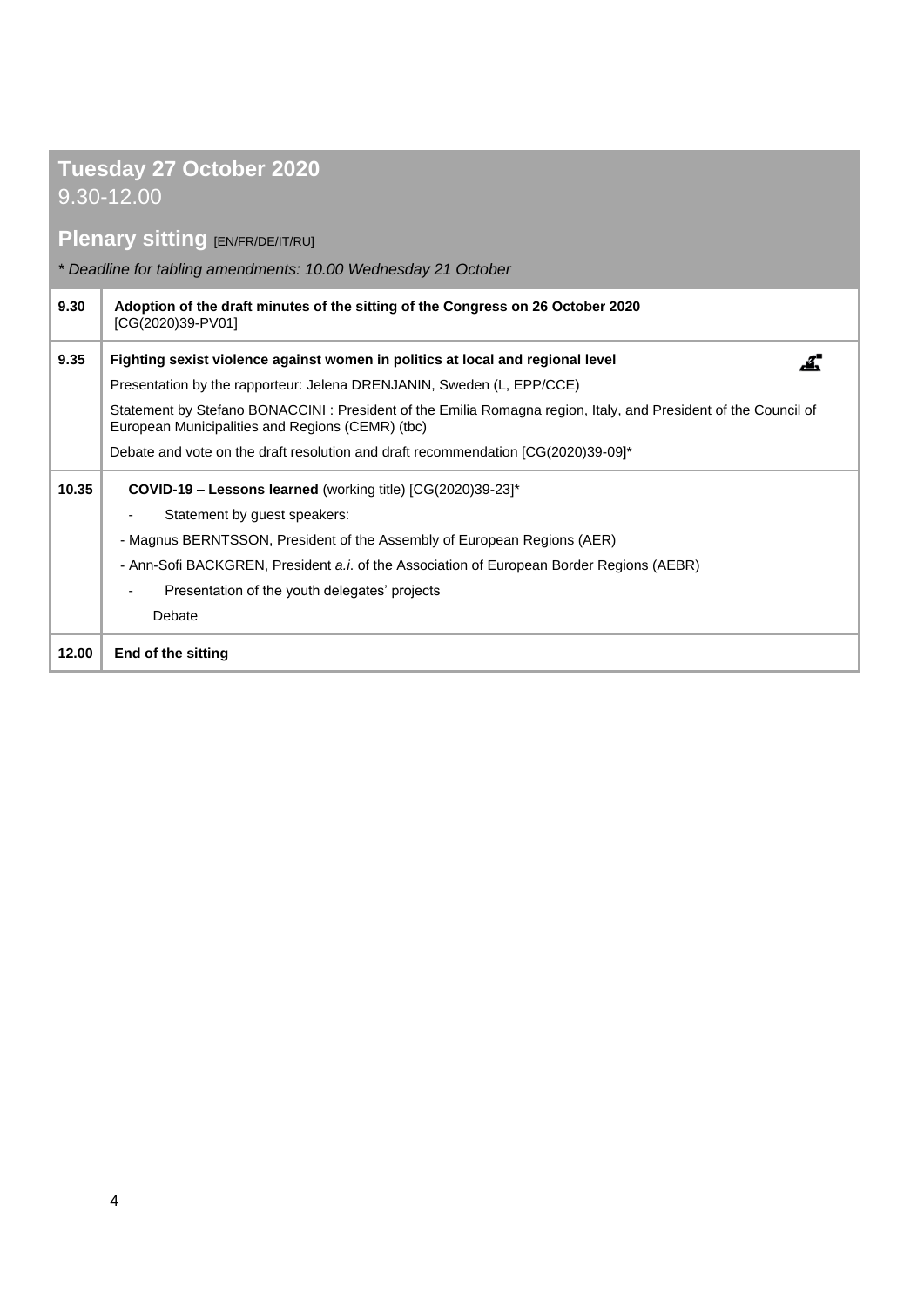## Tuesday 27 October 2020
9.30-12.00

## Plenary sitting [EN/FR/DE/IT/RU]

*\* Deadline for tabling amendments: 10.00 Wednesday 21 October*

| Time | Item |
|---|---|
| **9.30** | **Adoption of the draft minutes of the sitting of the Congress on 26 October 2020** [CG(2020)39-PV01] |
| **9.35** | **Fighting sexist violence against women in politics at local and regional level**<br>Presentation by the rapporteur: Jelena DRENJANIN, Sweden (L, EPP/CCE)<br>Statement by Stefano BONACCINI : President of the Emilia Romagna region, Italy, and President of the Council of European Municipalities and Regions (CEMR) (tbc)<br>Debate and vote on the draft resolution and draft recommendation [CG(2020)39-09]* |
| **10.35** | **COVID-19 – Lessons learned** (working title) [CG(2020)39-23]*<br>- Statement by guest speakers:<br>- Magnus BERNTSSON, President of the Assembly of European Regions (AER)<br>- Ann-Sofi BACKGREN, President *a.i.* of the Association of European Border Regions (AEBR)<br>- Presentation of the youth delegates' projects<br>Debate |
| **12.00** | **End of the sitting** |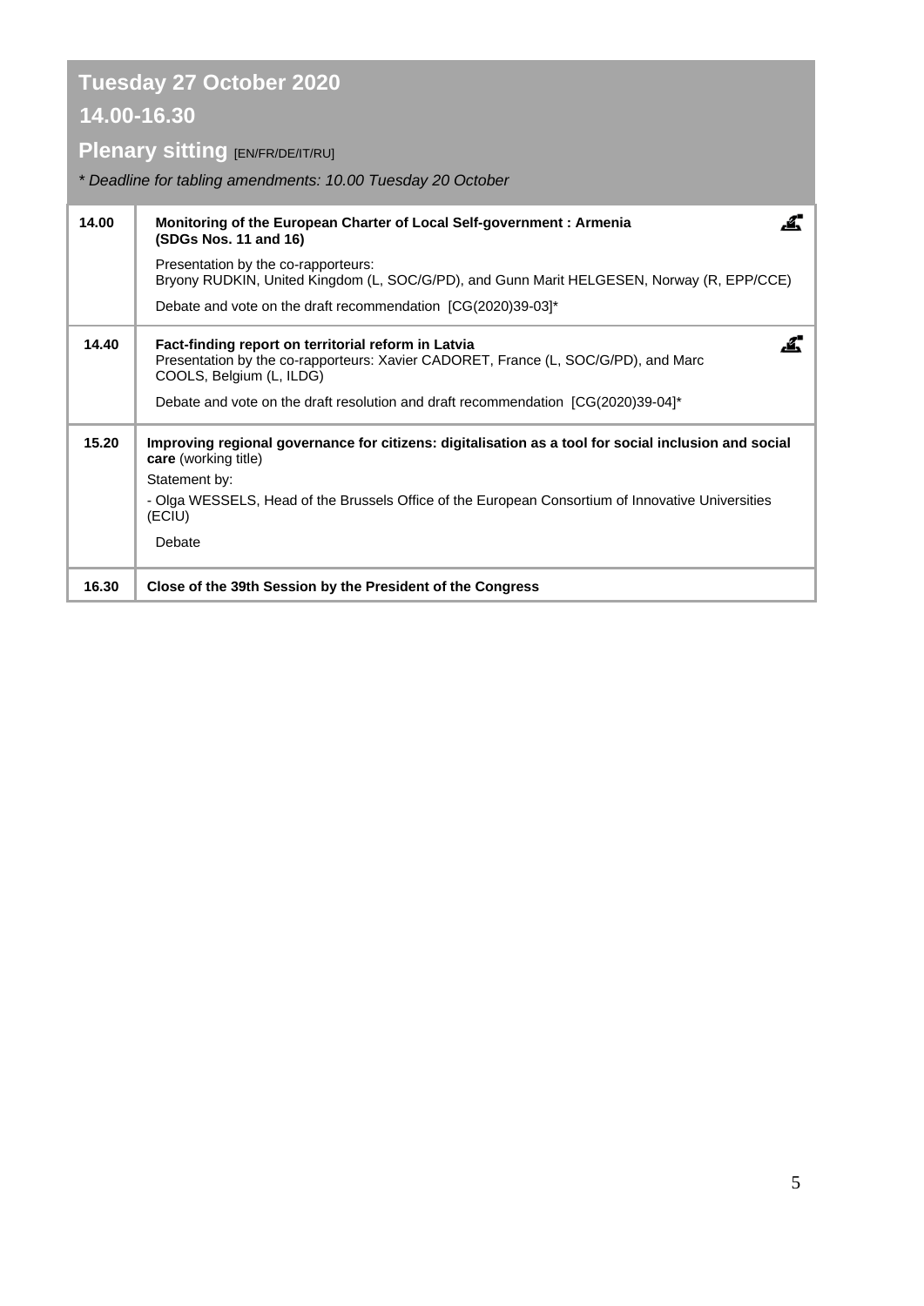## Tuesday 27 October 2020

## 14.00-16.30

## Plenary sitting [EN/FR/DE/IT/RU]

*\* Deadline for tabling amendments: 10.00 Tuesday 20 October*

| | |
|---|---|
| **14.00** | **Monitoring of the European Charter of Local Self-government : Armenia (SDGs Nos. 11 and 16)**<br><br>Presentation by the co-rapporteurs:<br>Bryony RUDKIN, United Kingdom (L, SOC/G/PD), and Gunn Marit HELGESEN, Norway (R, EPP/CCE)<br><br>Debate and vote on the draft recommendation [CG(2020)39-03]* |
| **14.40** | **Fact-finding report on territorial reform in Latvia**<br>Presentation by the co-rapporteurs: Xavier CADORET, France (L, SOC/G/PD), and Marc COOLS, Belgium (L, ILDG)<br><br>Debate and vote on the draft resolution and draft recommendation [CG(2020)39-04]* |
| **15.20** | **Improving regional governance for citizens: digitalisation as a tool for social inclusion and social care** (working title)<br><br>Statement by:<br><br>- Olga WESSELS, Head of the Brussels Office of the European Consortium of Innovative Universities (ECIU)<br><br>Debate |
| **16.30** | **Close of the 39th Session by the President of the Congress** |